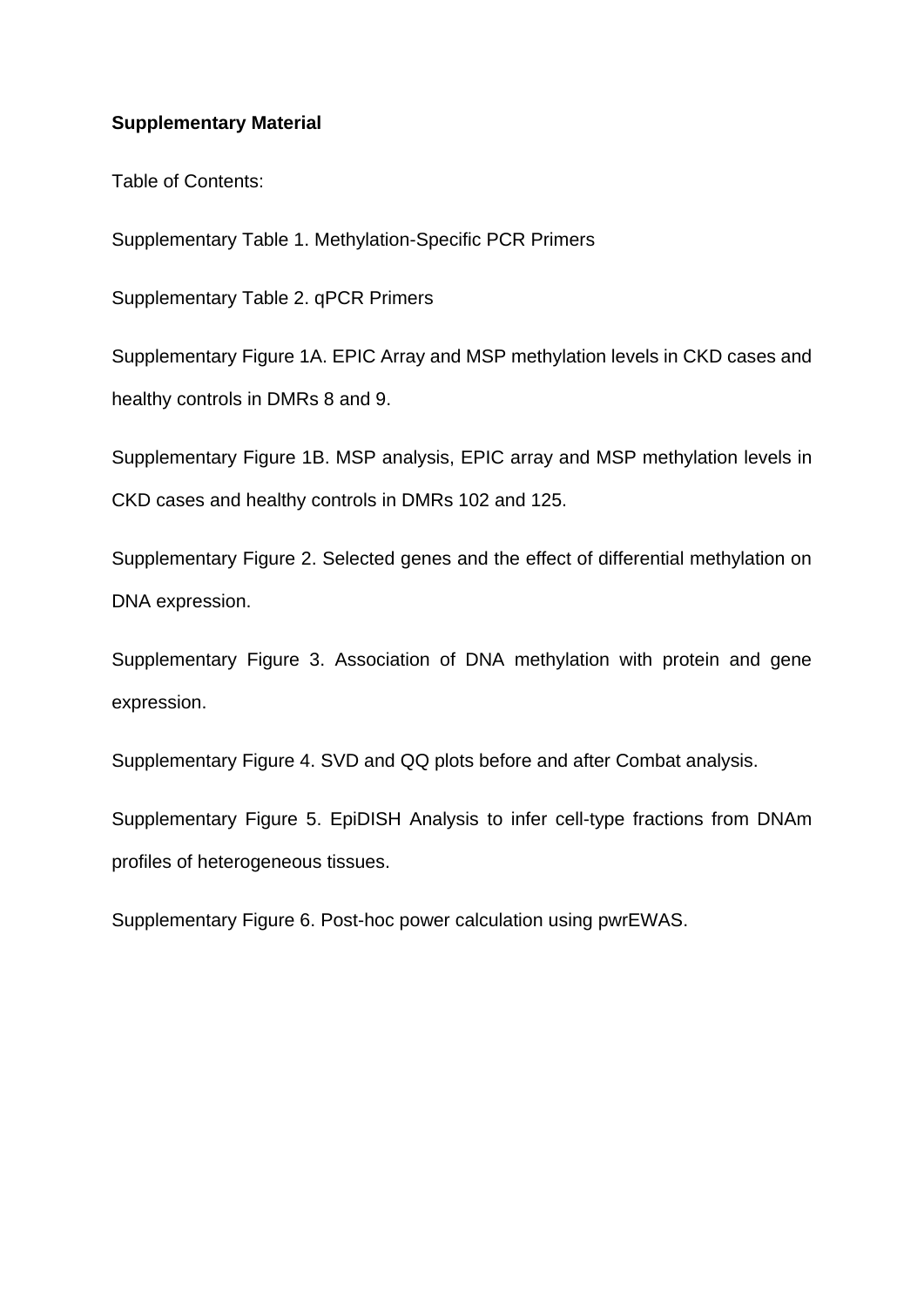**Supplementary Material**

Table of Contents:

Supplementary Table 1. Methylation-Specific PCR Primers

Supplementary Table 2. qPCR Primers

Supplementary Figure 1A. EPIC Array and MSP methylation levels in CKD cases and healthy controls in DMRs 8 and 9.

Supplementary Figure 1B. MSP analysis, EPIC array and MSP methylation levels in CKD cases and healthy controls in DMRs 102 and 125.

Supplementary Figure 2. Selected genes and the effect of differential methylation on DNA expression.

Supplementary Figure 3. Association of DNA methylation with protein and gene expression.

Supplementary Figure 4. SVD and QQ plots before and after Combat analysis.

Supplementary Figure 5. EpiDISH Analysis to infer cell-type fractions from DNAm profiles of heterogeneous tissues.

Supplementary Figure 6. Post-hoc power calculation using pwrEWAS.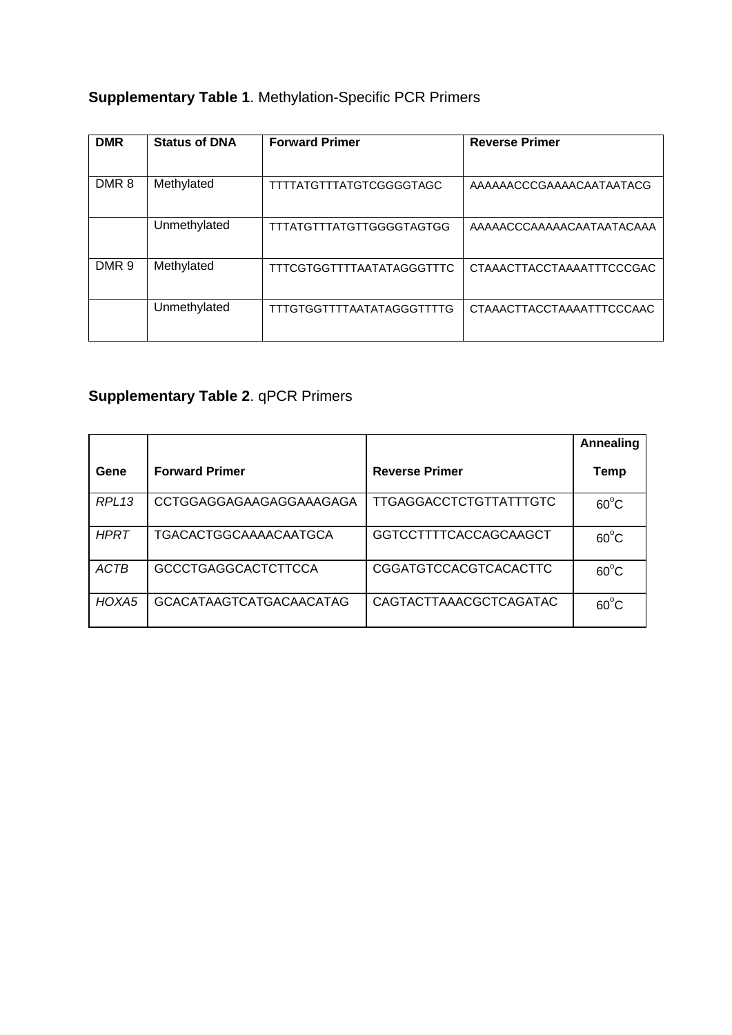**Supplementary Table 1**. Methylation-Specific PCR Primers

| DMR | Status of DNA | Forward Primer | Reverse Primer |
|---|---|---|---|
| DMR 8 | Methylated | TTTTATGTTTATGTCGGGGTAGC | AAAAAACCCGAAAACAATAATACG |
| | Unmethylated | TTTATGTTTATGTTGGGGTAGTGG | AAAAACCCAAAAACAATAATACAAA |
| DMR 9 | Methylated | TTTCGTGGTTTTAATATAGGGTTTC | CTAAACTTACCTAAAATTTCCCGAC |
| | Unmethylated | TTTGTGGTTTTAATATAGGGTTTTG | CTAAACTTACCTAAAATTTCCCAAC |

**Supplementary Table 2**. qPCR Primers

| Gene | Forward Primer | Reverse Primer | Annealing Temp |
|---|---|---|---|
| *RPL13* | CCTGGAGGAGAAGAGGAAAGAGA | TTGAGGACCTCTGTTATTTGTC | 60°C |
| *HPRT* | TGACACTGGCAAAACAATGCA | GGTCCTTTTCACCAGCAAGCT | 60°C |
| *ACTB* | GCCCTGAGGCACTCTTCCA | CGGATGTCCACGTCACACTTC | 60°C |
| *HOXA5* | GCACATAAGTCATGACAACATAG | CAGTACTTAAACGCTCAGATAC | 60°C |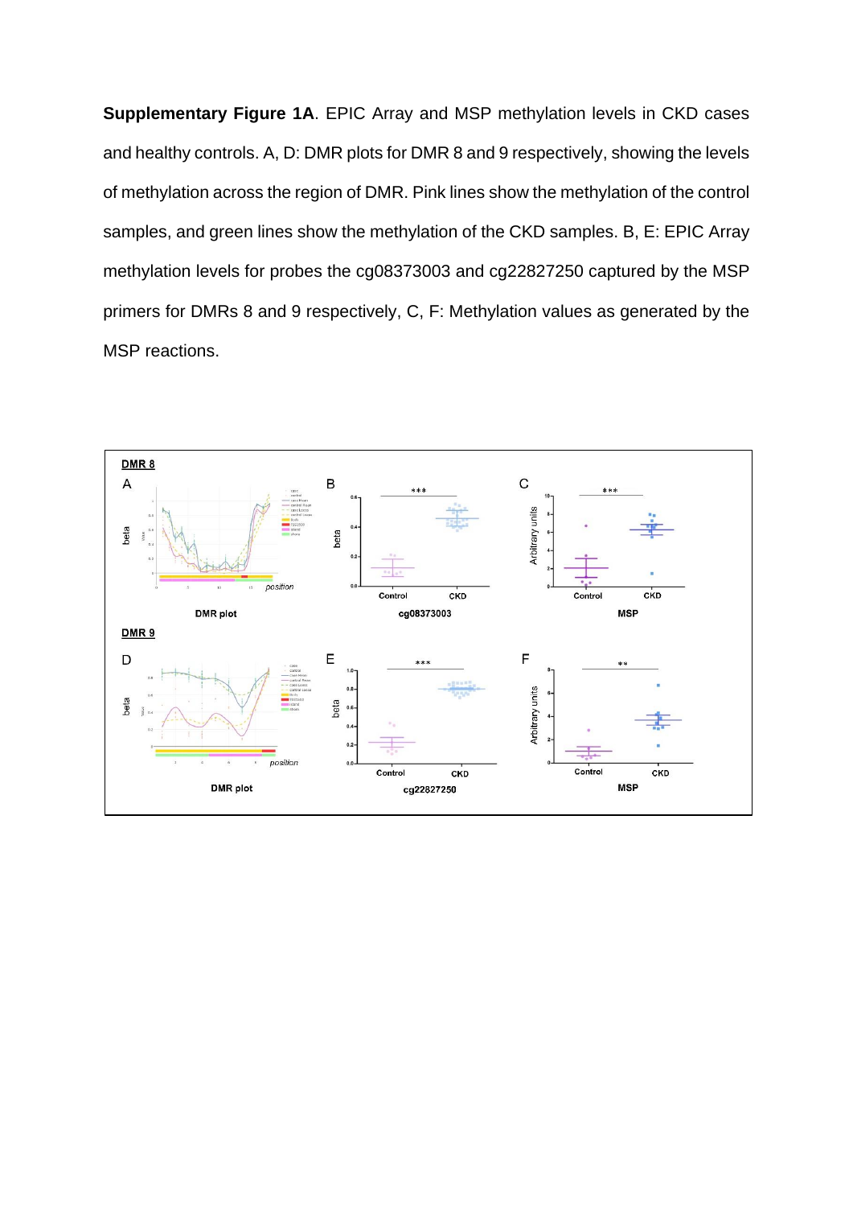**Supplementary Figure 1A**. EPIC Array and MSP methylation levels in CKD cases and healthy controls. A, D: DMR plots for DMR 8 and 9 respectively, showing the levels of methylation across the region of DMR. Pink lines show the methylation of the control samples, and green lines show the methylation of the CKD samples. B, E: EPIC Array methylation levels for probes the cg08373003 and cg22827250 captured by the MSP primers for DMRs 8 and 9 respectively, C, F: Methylation values as generated by the MSP reactions.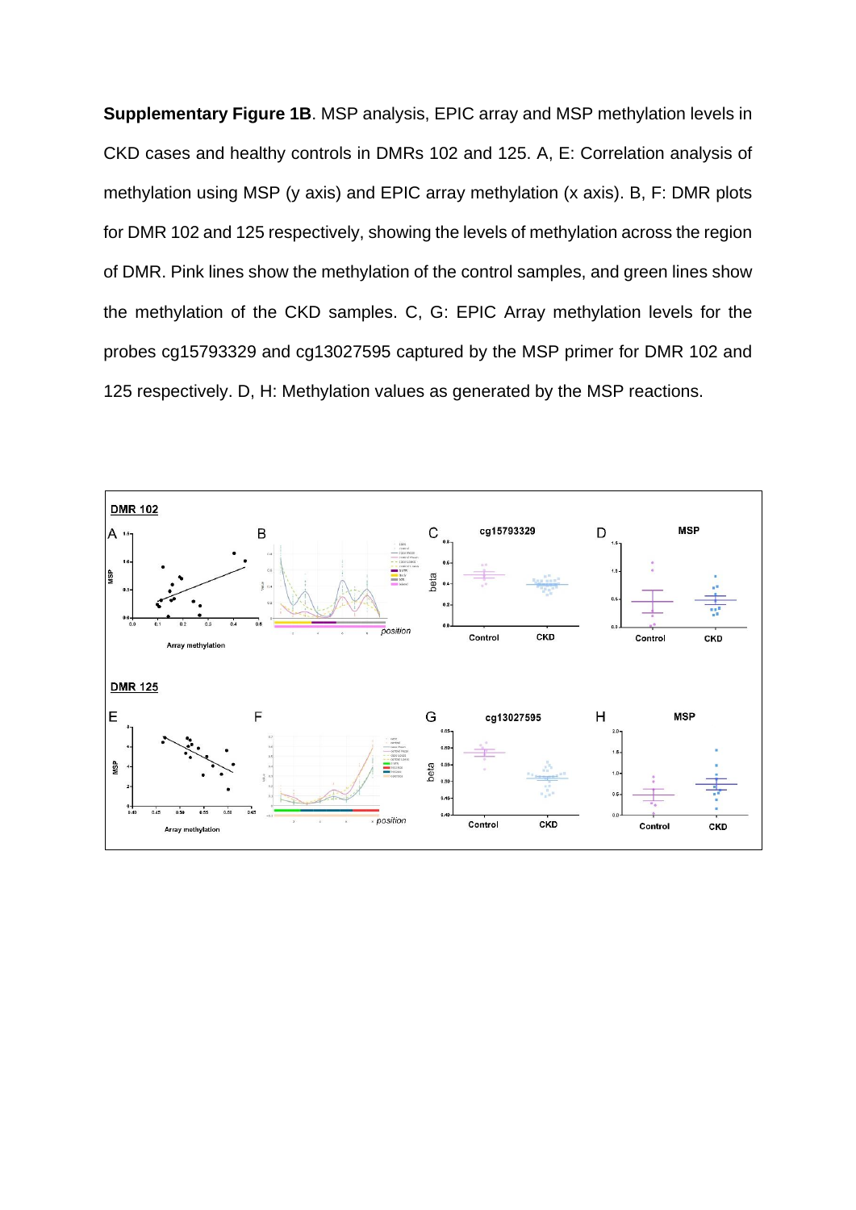**Supplementary Figure 1B**. MSP analysis, EPIC array and MSP methylation levels in CKD cases and healthy controls in DMRs 102 and 125. A, E: Correlation analysis of methylation using MSP (y axis) and EPIC array methylation (x axis). B, F: DMR plots for DMR 102 and 125 respectively, showing the levels of methylation across the region of DMR. Pink lines show the methylation of the control samples, and green lines show the methylation of the CKD samples. C, G: EPIC Array methylation levels for the probes cg15793329 and cg13027595 captured by the MSP primer for DMR 102 and 125 respectively. D, H: Methylation values as generated by the MSP reactions.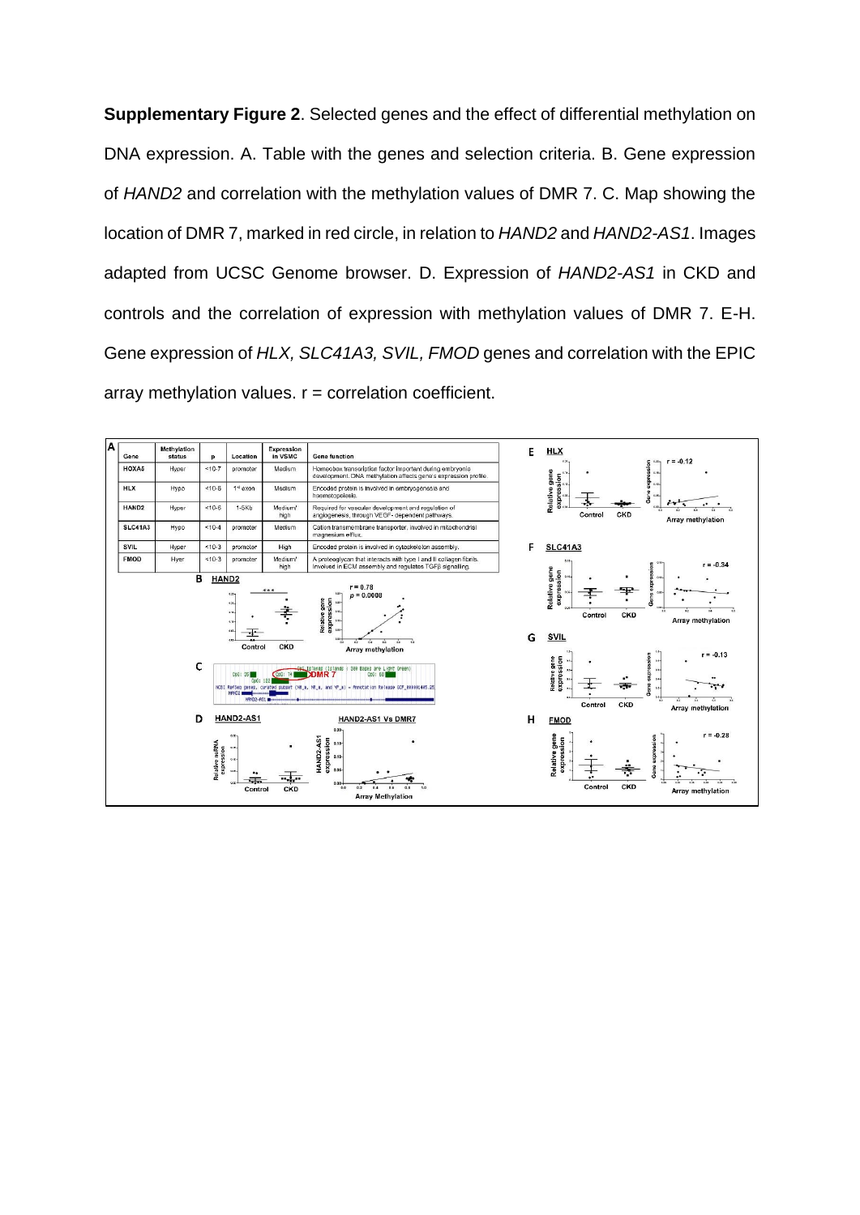**Supplementary Figure 2**. Selected genes and the effect of differential methylation on DNA expression. A. Table with the genes and selection criteria. B. Gene expression of *HAND2* and correlation with the methylation values of DMR 7. C. Map showing the location of DMR 7, marked in red circle, in relation to *HAND2* and *HAND2-AS1*. Images adapted from UCSC Genome browser. D. Expression of *HAND2-AS1* in CKD and controls and the correlation of expression with methylation values of DMR 7. E-H. Gene expression of *HLX, SLC41A3, SVIL, FMOD* genes and correlation with the EPIC array methylation values. r = correlation coefficient.

A

| Gene | Methylation status | p | Location | Expression in VSMC | Gene function |
|---|---|---|---|---|---|
| HOXA5 | Hyper | <10-7 | promoter | Medium | Homeobox transcription factor important during embryonic development. DNA methylation affects gene's expression profile. |
| HLX | Hypo | <10-6 | 1st exon | Medium | Encoded protein is involved in embryogenesis and haematopoiesis. |
| HAND2 | Hyper | <10-6 | 1-5Kb | Medium/ high | Required for vascular development and regulation of angiogenesis, through VEGF- dependent pathways. |
| SLC41A3 | Hypo | <10-4 | promoter | Medium | Cation transmembrane transporter, involved in mitochondrial magnesium efflux. |
| SVIL | Hyper | <10-3 | promoter | High | Encoded protein is involved in cytoskeleton assembly. |
| FMOD | Hyer | <10-3 | promoter | Medium/ high | A proteoglycan that interacts with type I and II collagen fibrils. Involved in ECM assembly and regulates TGFβ signalling. |

B HAND2 — r = 0.78, p = 0.0008

D HAND2-AS1; HAND2-AS1 Vs DMR7

E HLX — r = -0.12

F SLC41A3 — r = -0.34

G SVIL — r = -0.13

H FMOD — r = -0.28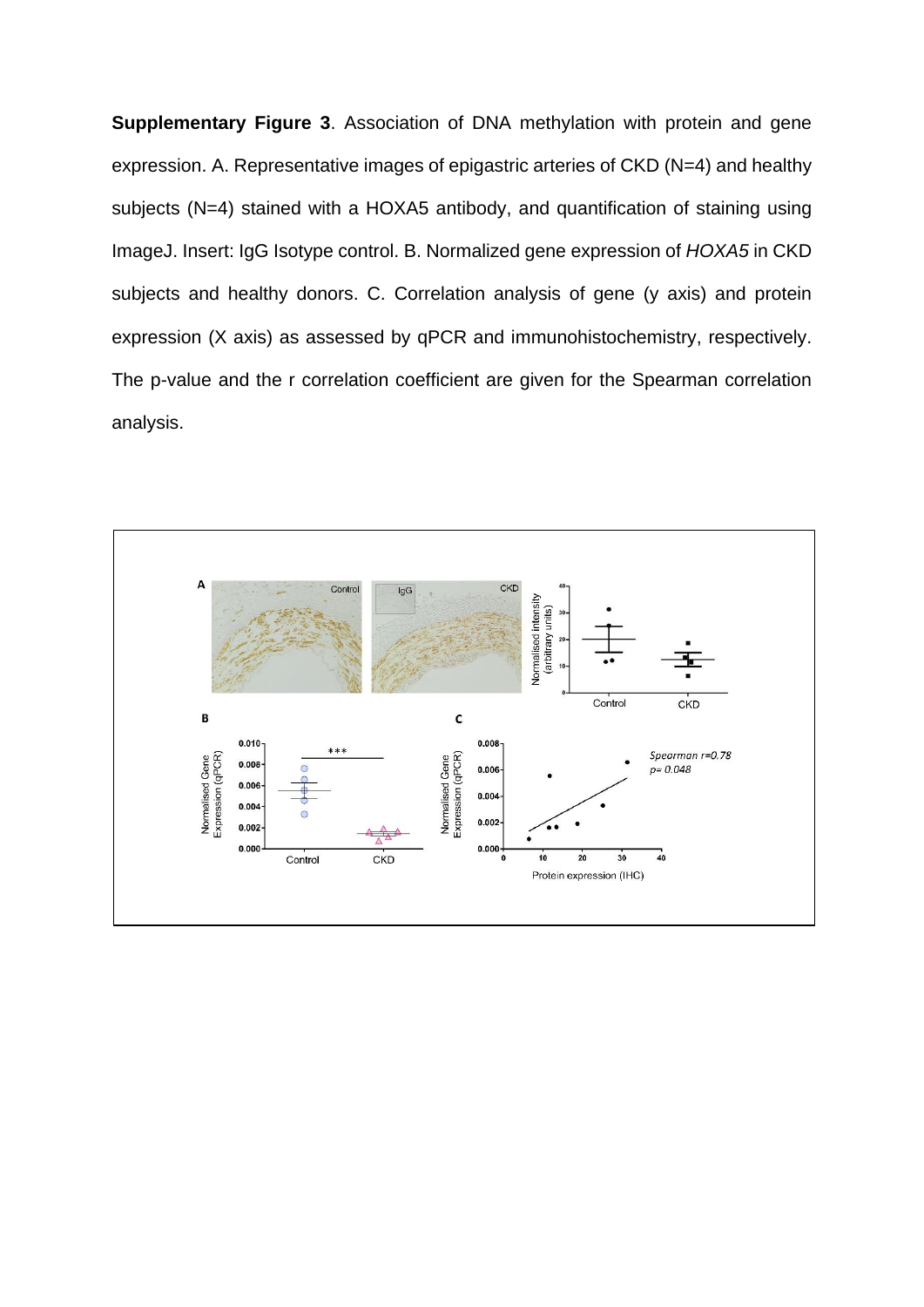**Supplementary Figure 3**. Association of DNA methylation with protein and gene expression. A. Representative images of epigastric arteries of CKD (N=4) and healthy subjects (N=4) stained with a HOXA5 antibody, and quantification of staining using ImageJ. Insert: IgG Isotype control. B. Normalized gene expression of *HOXA5* in CKD subjects and healthy donors. C. Correlation analysis of gene (y axis) and protein expression (X axis) as assessed by qPCR and immunohistochemistry, respectively. The p-value and the r correlation coefficient are given for the Spearman correlation analysis.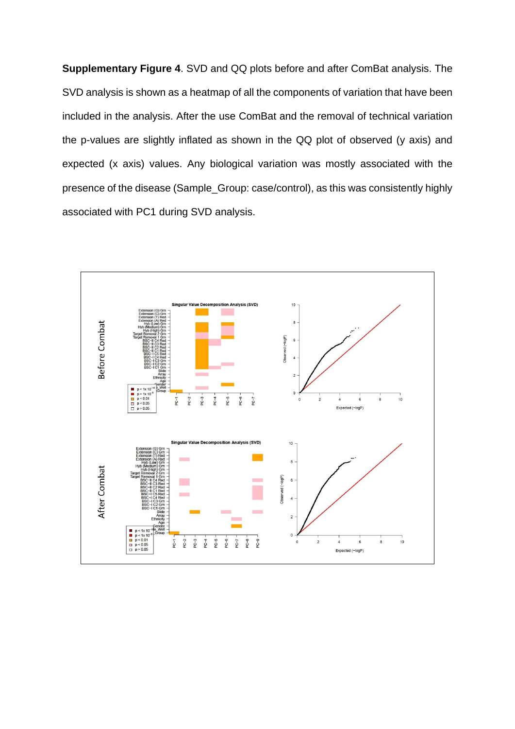**Supplementary Figure 4**. SVD and QQ plots before and after ComBat analysis. The SVD analysis is shown as a heatmap of all the components of variation that have been included in the analysis. After the use ComBat and the removal of technical variation the p-values are slightly inflated as shown in the QQ plot of observed (y axis) and expected (x axis) values. Any biological variation was mostly associated with the presence of the disease (Sample_Group: case/control), as this was consistently highly associated with PC1 during SVD analysis.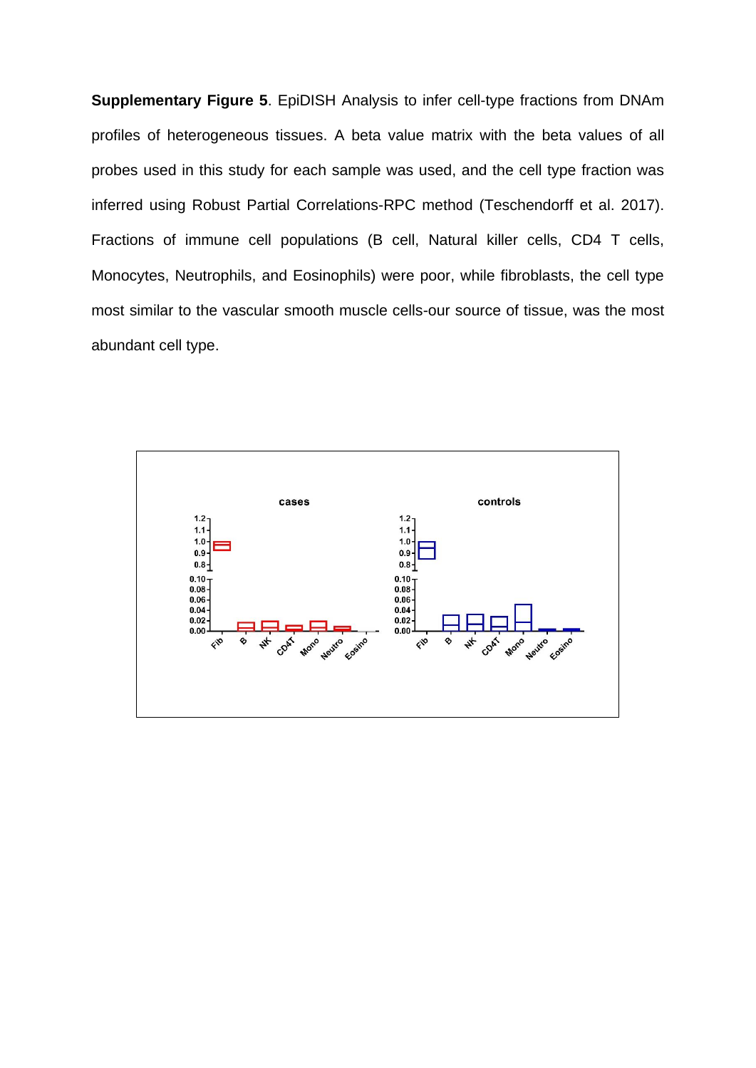**Supplementary Figure 5**. EpiDISH Analysis to infer cell-type fractions from DNAm profiles of heterogeneous tissues. A beta value matrix with the beta values of all probes used in this study for each sample was used, and the cell type fraction was inferred using Robust Partial Correlations-RPC method (Teschendorff et al. 2017). Fractions of immune cell populations (B cell, Natural killer cells, CD4 T cells, Monocytes, Neutrophils, and Eosinophils) were poor, while fibroblasts, the cell type most similar to the vascular smooth muscle cells-our source of tissue, was the most abundant cell type.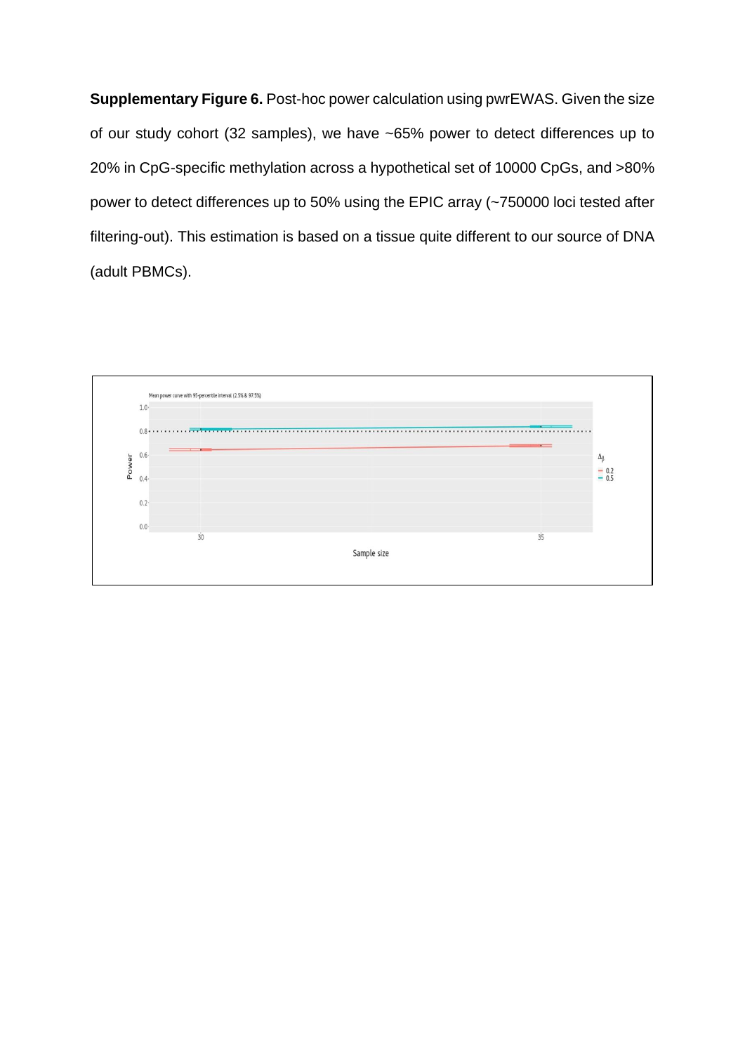**Supplementary Figure 6.** Post-hoc power calculation using pwrEWAS. Given the size of our study cohort (32 samples), we have ~65% power to detect differences up to 20% in CpG-specific methylation across a hypothetical set of 10000 CpGs, and >80% power to detect differences up to 50% using the EPIC array (~750000 loci tested after filtering-out). This estimation is based on a tissue quite different to our source of DNA (adult PBMCs).

Mean power curve with 95-percentile interval (2.5% & 97.5%)

Power

1.0
0.8
0.6
0.4
0.2
0.0

30
35

Sample size

$\Delta_\beta$
0.2
0.5